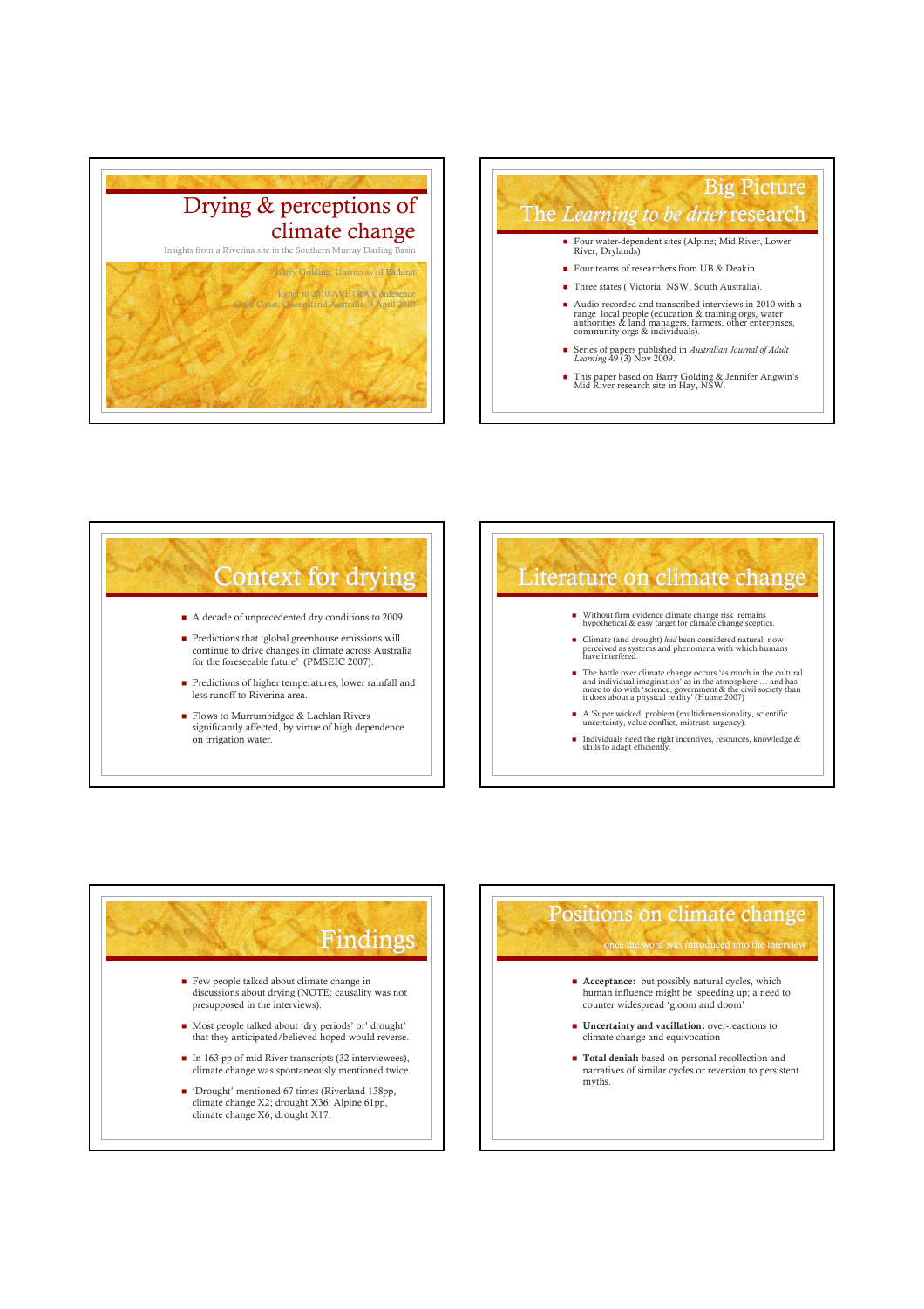# Drying & perceptions of climate change

Insights from a Riverina site in the Southern Murray Darling Basin

Barry Golding, University of Ballarat

Paper to 2010 AVETRA Conference
Gold Coast, Queensland Australia, 8 April 2010

## Big Picture
## The *Learning to be drier* research

- Four water-dependent sites (Alpine; Mid River, Lower River, Drylands)
- Four teams of researchers from UB & Deakin
- Three states ( Victoria. NSW, South Australia).
- Audio-recorded and transcribed interviews in 2010 with a range local people (education & training orgs, water authorities & land managers, farmers, other enterprises, community orgs & individuals).
- Series of papers published in *Australian Journal of Adult Learning* 49 (3) Nov 2009.
- This paper based on Barry Golding & Jennifer Angwin's Mid River research site in Hay, NSW.

## Context for drying

- A decade of unprecedented dry conditions to 2009.
- Predictions that 'global greenhouse emissions will continue to drive changes in climate across Australia for the foreseeable future' (PMSEIC 2007).
- Predictions of higher temperatures, lower rainfall and less runoff to Riverina area.
- Flows to Murrumbidgee & Lachlan Rivers significantly affected, by virtue of high dependence on irrigation water.

## Literature on climate change

- Without firm evidence climate change risk remains hypothetical & easy target for climate change sceptics.
- Climate (and drought) *had* been considered natural; now perceived as systems and phenomena with which humans have interfered.
- The battle over climate change occurs 'as much in the cultural and individual imagination' as in the atmosphere … and has more to do with 'science, government & the civil society than it does about a physical reality' (Hulme 2007)
- A 'Super wicked' problem (multidimensionality, scientific uncertainty, value conflict, mistrust, urgency).
- Individuals need the right incentives, resources, knowledge & skills to adapt efficiently.

## Findings

- Few people talked about climate change in discussions about drying (NOTE: causality was not presupposed in the interviews).
- Most people talked about 'dry periods' or' drought' that they anticipated/believed hoped would reverse.
- In 163 pp of mid River transcripts (32 interviewees), climate change was spontaneously mentioned twice.
- 'Drought' mentioned 67 times (Riverland 138pp, climate change X2; drought X36; Alpine 61pp, climate change X6; drought X17.

## Positions on climate change

once the word was introduced into the interview

- **Acceptance:** but possibly natural cycles, which human influence might be 'speeding up; a need to counter widespread 'gloom and doom'
- **Uncertainty and vacillation:** over-reactions to climate change and equivocation
- **Total denial:** based on personal recollection and narratives of similar cycles or reversion to persistent myths.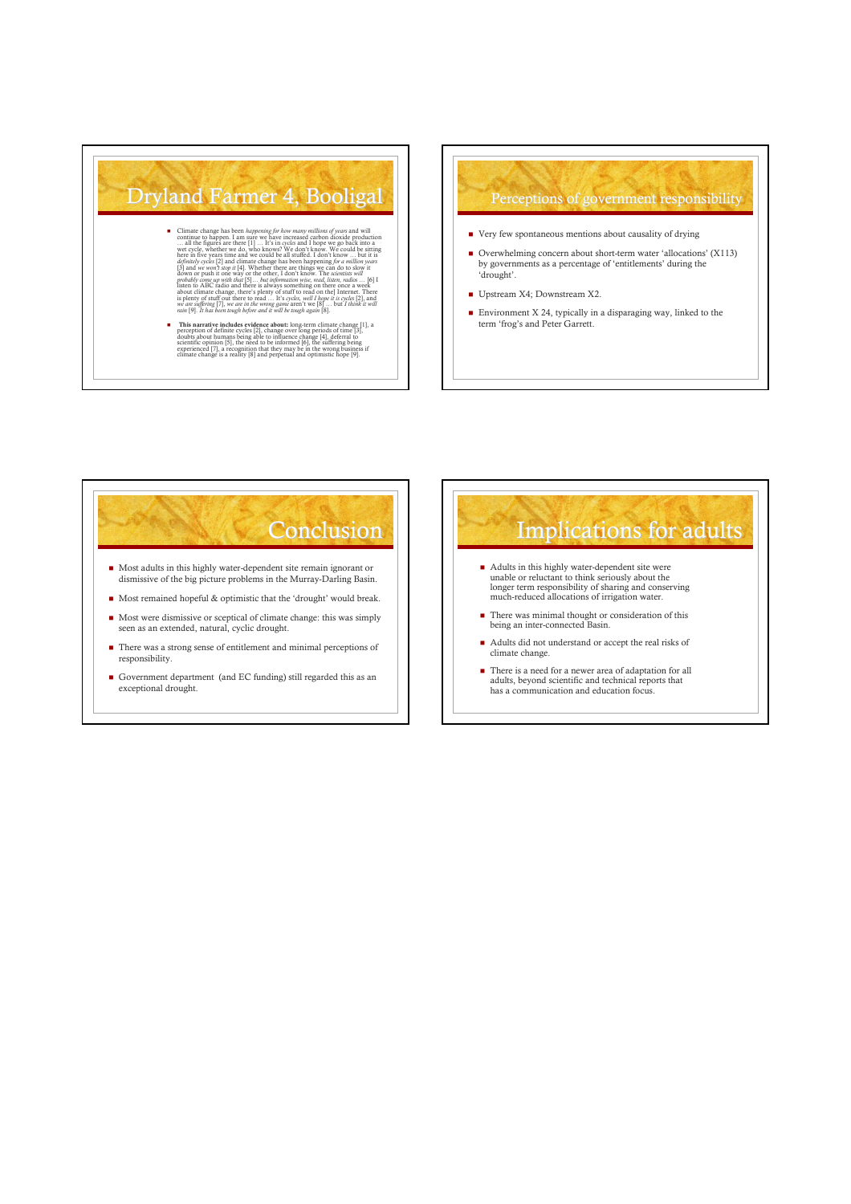# Dryland Farmer 4, Booligal

- Climate change has been *happening for how many millions of years* and will continue to happen. I am sure we have increased carbon dioxide production … all the figures are there [1] … It's in *cycles* and I hope we go back into a wet cycle, whether we do, who knows? We don't know. We could be sitting here in five years time and we could be all stuffed. I don't know … but it is *definitely cycles* [2] and climate change has been happening *for a million years* [3] and *we won't stop it* [4]. Whether there are things we can do to slow it down or push it one way or the other, I don't know. The *scientists will probably come up with that* [5] … *but information wise, read, listen, radios* … [6] I listen to ABC radio and there is always something on there once a week about climate change, there's plenty of stuff to read on the] Internet. There is plenty of stuff out there to read … It's *cycles, well I hope it is cycles* [2], and *we are suffering* [7], *we are in the wrong game* aren't we [8] … but *I think it will rain* [9]. *It has been tough before and it will be tough again* [8].
- **This narrative includes evidence about:** long-term climate change [1], a perception of definite cycles [2], change over long periods of time [3], doubts about humans being able to influence change [4], deferral to scientific opinion [5], the need to be informed [6], the suffering being experienced [7], a recognition that they may be in the wrong business if climate change is a reality [8] and perpetual and optimistic hope [9].

# Perceptions of government responsibility

- Very few spontaneous mentions about causality of drying
- Overwhelming concern about short-term water 'allocations' (X113) by governments as a percentage of 'entitlements' during the 'drought'.
- Upstream X4; Downstream X2.
- Environment X 24, typically in a disparaging way, linked to the term 'frog's and Peter Garrett.

# Conclusion

- Most adults in this highly water-dependent site remain ignorant or dismissive of the big picture problems in the Murray-Darling Basin.
- Most remained hopeful & optimistic that the 'drought' would break.
- Most were dismissive or sceptical of climate change: this was simply seen as an extended, natural, cyclic drought.
- There was a strong sense of entitlement and minimal perceptions of responsibility.
- Government department (and EC funding) still regarded this as an exceptional drought.

# Implications for adults

- Adults in this highly water-dependent site were unable or reluctant to think seriously about the longer term responsibility of sharing and conserving much-reduced allocations of irrigation water.
- There was minimal thought or consideration of this being an inter-connected Basin.
- Adults did not understand or accept the real risks of climate change.
- There is a need for a newer area of adaptation for all adults, beyond scientific and technical reports that has a communication and education focus.